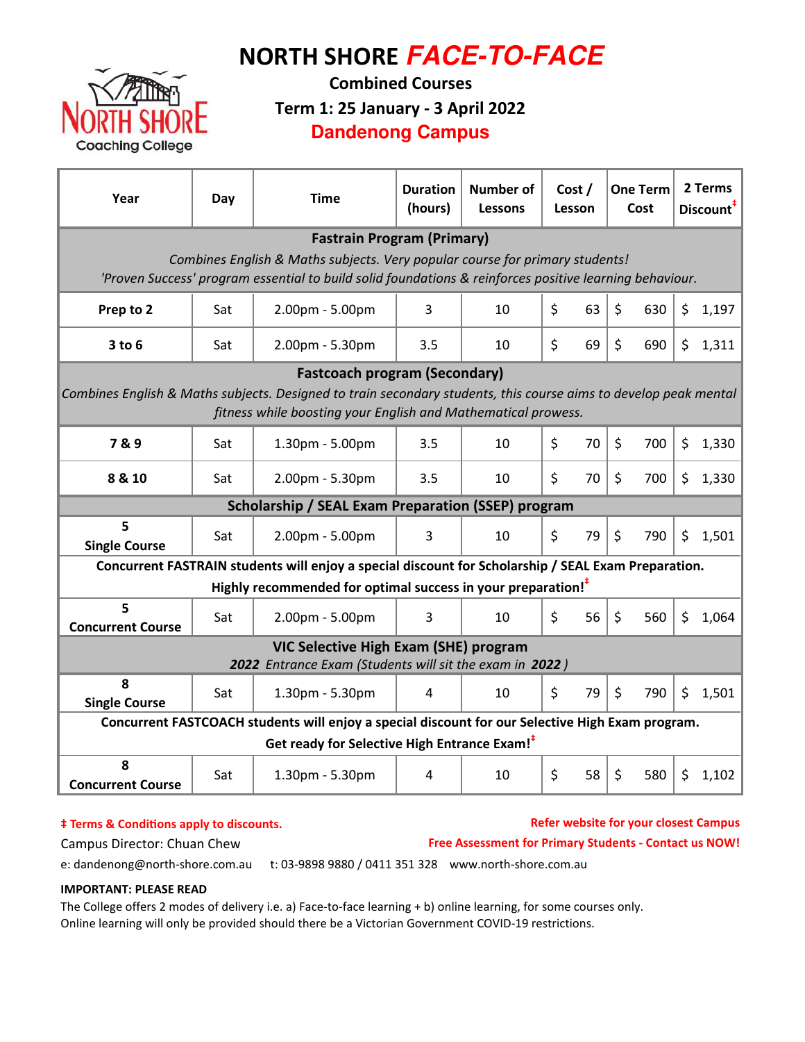# NORTH SHORE *FACE-TO-FACE*

North Shore Coaching College

**Combined Courses**

**Term 1: 25 January - 3 April 2022**

**Dandenong Campus**

| Year | Day | Time | Duration (hours) | Number of Lessons | Cost / Lesson | One Term Cost | 2 Terms Discount‡ |
|---|---|---|---|---|---|---|---|
| **Fastrain Program (Primary)** *Combines English & Maths subjects. Very popular course for primary students! 'Proven Success' program essential to build solid foundations & reinforces positive learning behaviour.* | | | | | | | |
| **Prep to 2** | Sat | 2.00pm - 5.00pm | 3 | 10 | $ 63 | $ 630 | $ 1,197 |
| **3 to 6** | Sat | 2.00pm - 5.30pm | 3.5 | 10 | $ 69 | $ 690 | $ 1,311 |
| **Fastcoach program (Secondary)** *Combines English & Maths subjects. Designed to train secondary students, this course aims to develop peak mental fitness while boosting your English and Mathematical prowess.* | | | | | | | |
| **7 & 9** | Sat | 1.30pm - 5.00pm | 3.5 | 10 | $ 70 | $ 700 | $ 1,330 |
| **8 & 10** | Sat | 2.00pm - 5.30pm | 3.5 | 10 | $ 70 | $ 700 | $ 1,330 |
| **Scholarship / SEAL Exam Preparation (SSEP) program** | | | | | | | |
| **5 Single Course** | Sat | 2.00pm - 5.00pm | 3 | 10 | $ 79 | $ 790 | $ 1,501 |
| **Concurrent FASTRAIN students will enjoy a special discount for Scholarship / SEAL Exam Preparation. Highly recommended for optimal success in your preparation!‡** | | | | | | | |
| **5 Concurrent Course** | Sat | 2.00pm - 5.00pm | 3 | 10 | $ 56 | $ 560 | $ 1,064 |
| **VIC Selective High Exam (SHE) program** *2022 Entrance Exam (Students will sit the exam in 2022)* | | | | | | | |
| **8 Single Course** | Sat | 1.30pm - 5.30pm | 4 | 10 | $ 79 | $ 790 | $ 1,501 |
| **Concurrent FASTCOACH students will enjoy a special discount for our Selective High Exam program. Get ready for Selective High Entrance Exam!‡** | | | | | | | |
| **8 Concurrent Course** | Sat | 1.30pm - 5.30pm | 4 | 10 | $ 58 | $ 580 | $ 1,102 |

**‡ Terms & Conditions apply to discounts.**

**Refer website for your closest Campus**

**Free Assessment for Primary Students - Contact us NOW!**

Campus Director: Chuan Chew

e: dandenong@north-shore.com.au t: 03-9898 9880 / 0411 351 328 www.north-shore.com.au

**IMPORTANT: PLEASE READ**

The College offers 2 modes of delivery i.e. a) Face-to-face learning + b) online learning, for some courses only.
Online learning will only be provided should there be a Victorian Government COVID-19 restrictions.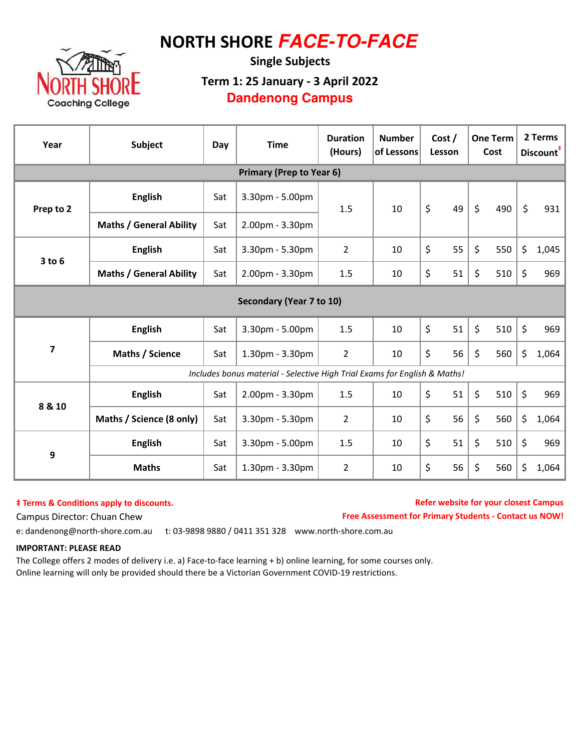# NORTH SHORE *FACE-TO-FACE*

**Single Subjects**

**Term 1: 25 January - 3 April 2022**

**Dandenong Campus**

NORTH SHORE Coaching College

| Year | Subject | Day | Time | Duration (Hours) | Number of Lessons | Cost / Lesson | One Term Cost | 2 Terms Discount‡ |
|---|---|---|---|---|---|---|---|---|
| **Primary (Prep to Year 6)** | | | | | | | | |
| Prep to 2 | English | Sat | 3.30pm - 5.00pm | 1.5 | 10 | $ 49 | $ 490 | $ 931 |
| | Maths / General Ability | Sat | 2.00pm - 3.30pm | | | | | |
| 3 to 6 | English | Sat | 3.30pm - 5.30pm | 2 | 10 | $ 55 | $ 550 | $ 1,045 |
| | Maths / General Ability | Sat | 2.00pm - 3.30pm | 1.5 | 10 | $ 51 | $ 510 | $ 969 |
| **Secondary (Year 7 to 10)** | | | | | | | | |
| 7 | English | Sat | 3.30pm - 5.00pm | 1.5 | 10 | $ 51 | $ 510 | $ 969 |
| | Maths / Science | Sat | 1.30pm - 3.30pm | 2 | 10 | $ 56 | $ 560 | $ 1,064 |
| | *Includes bonus material - Selective High Trial Exams for English & Maths!* | | | | | | | |
| 8 & 10 | English | Sat | 2.00pm - 3.30pm | 1.5 | 10 | $ 51 | $ 510 | $ 969 |
| | Maths / Science (8 only) | Sat | 3.30pm - 5.30pm | 2 | 10 | $ 56 | $ 560 | $ 1,064 |
| 9 | English | Sat | 3.30pm - 5.00pm | 1.5 | 10 | $ 51 | $ 510 | $ 969 |
| | Maths | Sat | 1.30pm - 3.30pm | 2 | 10 | $ 56 | $ 560 | $ 1,064 |

**‡ Terms & Conditions apply to discounts.**

**Refer website for your closest Campus**

**Free Assessment for Primary Students - Contact us NOW!**

Campus Director: Chuan Chew

e: dandenong@north-shore.com.au t: 03-9898 9880 / 0411 351 328 www.north-shore.com.au

**IMPORTANT: PLEASE READ**

The College offers 2 modes of delivery i.e. a) Face-to-face learning + b) online learning, for some courses only.
Online learning will only be provided should there be a Victorian Government COVID-19 restrictions.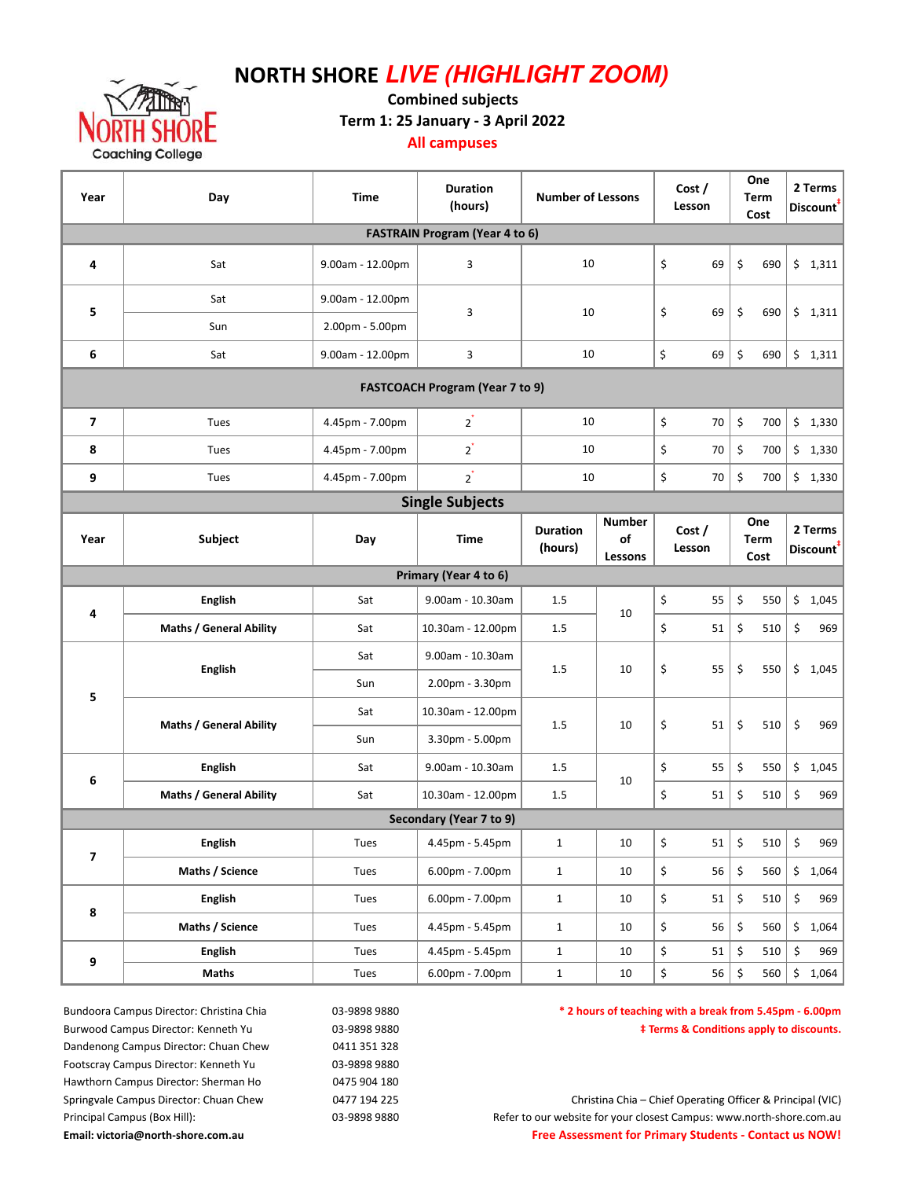# NORTH SHORE *LIVE (HIGHLIGHT ZOOM)*

**Combined subjects**

**Term 1: 25 January - 3 April 2022**

**All campuses**

| Year | Day | Time | Duration (hours) | Number of Lessons | Cost / Lesson | One Term Cost | 2 Terms Discount‡ |
|---|---|---|---|---|---|---|---|
| **FASTRAIN Program (Year 4 to 6)** | | | | | | | |
| 4 | Sat | 9.00am - 12.00pm | 3 | 10 | $ 69 | $ 690 | $ 1,311 |
| 5 | Sat | 9.00am - 12.00pm | 3 | 10 | $ 69 | $ 690 | $ 1,311 |
| | Sun | 2.00pm - 5.00pm | | | | | |
| 6 | Sat | 9.00am - 12.00pm | 3 | 10 | $ 69 | $ 690 | $ 1,311 |
| **FASTCOACH Program (Year 7 to 9)** | | | | | | | |
| 7 | Tues | 4.45pm - 7.00pm | 2* | 10 | $ 70 | $ 700 | $ 1,330 |
| 8 | Tues | 4.45pm - 7.00pm | 2* | 10 | $ 70 | $ 700 | $ 1,330 |
| 9 | Tues | 4.45pm - 7.00pm | 2* | 10 | $ 70 | $ 700 | $ 1,330 |

## Single Subjects

| Year | Subject | Day | Time | Duration (hours) | Number of Lessons | Cost / Lesson | One Term Cost | 2 Terms Discount‡ |
|---|---|---|---|---|---|---|---|---|
| **Primary (Year 4 to 6)** | | | | | | | | |
| 4 | **English** | Sat | 9.00am - 10.30am | 1.5 | 10 | $ 55 | $ 550 | $ 1,045 |
| | **Maths / General Ability** | Sat | 10.30am - 12.00pm | 1.5 | | $ 51 | $ 510 | $ 969 |
| 5 | **English** | Sat | 9.00am - 10.30am | 1.5 | 10 | $ 55 | $ 550 | $ 1,045 |
| | | Sun | 2.00pm - 3.30pm | | | | | |
| | **Maths / General Ability** | Sat | 10.30am - 12.00pm | 1.5 | 10 | $ 51 | $ 510 | $ 969 |
| | | Sun | 3.30pm - 5.00pm | | | | | |
| 6 | **English** | Sat | 9.00am - 10.30am | 1.5 | 10 | $ 55 | $ 550 | $ 1,045 |
| | **Maths / General Ability** | Sat | 10.30am - 12.00pm | 1.5 | | $ 51 | $ 510 | $ 969 |
| **Secondary (Year 7 to 9)** | | | | | | | | |
| 7 | **English** | Tues | 4.45pm - 5.45pm | 1 | 10 | $ 51 | $ 510 | $ 969 |
| | **Maths / Science** | Tues | 6.00pm - 7.00pm | 1 | 10 | $ 56 | $ 560 | $ 1,064 |
| 8 | **English** | Tues | 6.00pm - 7.00pm | 1 | 10 | $ 51 | $ 510 | $ 969 |
| | **Maths / Science** | Tues | 4.45pm - 5.45pm | 1 | 10 | $ 56 | $ 560 | $ 1,064 |
| 9 | **English** | Tues | 4.45pm - 5.45pm | 1 | 10 | $ 51 | $ 510 | $ 969 |
| | **Maths** | Tues | 6.00pm - 7.00pm | 1 | 10 | $ 56 | $ 560 | $ 1,064 |

**\* 2 hours of teaching with a break from 5.45pm - 6.00pm**

**‡ Terms & Conditions apply to discounts.**

Bundoora Campus Director: Christina Chia 03-9898 9880
Burwood Campus Director: Kenneth Yu 03-9898 9880
Dandenong Campus Director: Chuan Chew 0411 351 328
Footscray Campus Director: Kenneth Yu 03-9898 9880
Hawthorn Campus Director: Sherman Ho 0475 904 180
Springvale Campus Director: Chuan Chew 0477 194 225
Principal Campus (Box Hill): 03-9898 9880
**Email: victoria@north-shore.com.au**

Christina Chia – Chief Operating Officer & Principal (VIC)
Refer to our website for your closest Campus: www.north-shore.com.au
**Free Assessment for Primary Students - Contact us NOW!**